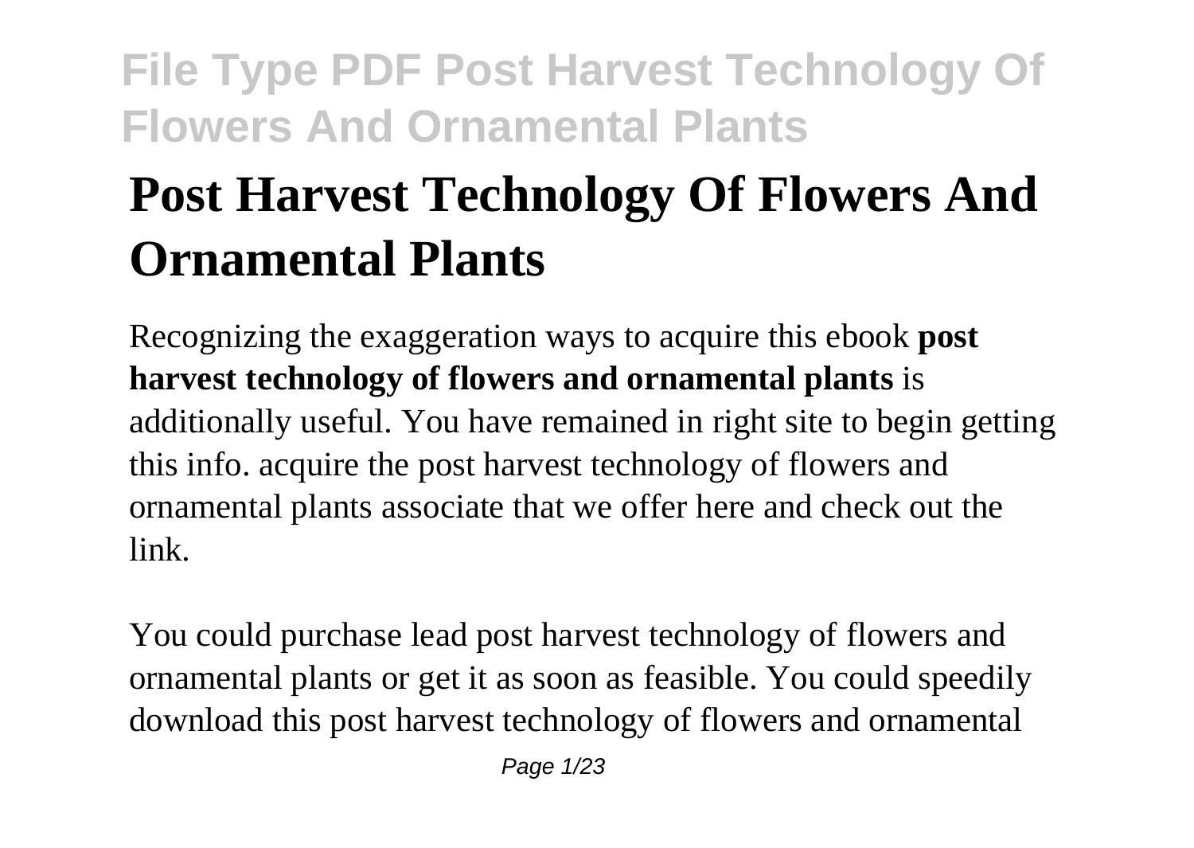# Post Harvest Technology Of Flowers And Ornamental Plants

Recognizing the exaggeration ways to acquire this ebook **post harvest technology of flowers and ornamental plants** is additionally useful. You have remained in right site to begin getting this info. acquire the post harvest technology of flowers and ornamental plants associate that we offer here and check out the link.

You could purchase lead post harvest technology of flowers and ornamental plants or get it as soon as feasible. You could speedily download this post harvest technology of flowers and ornamental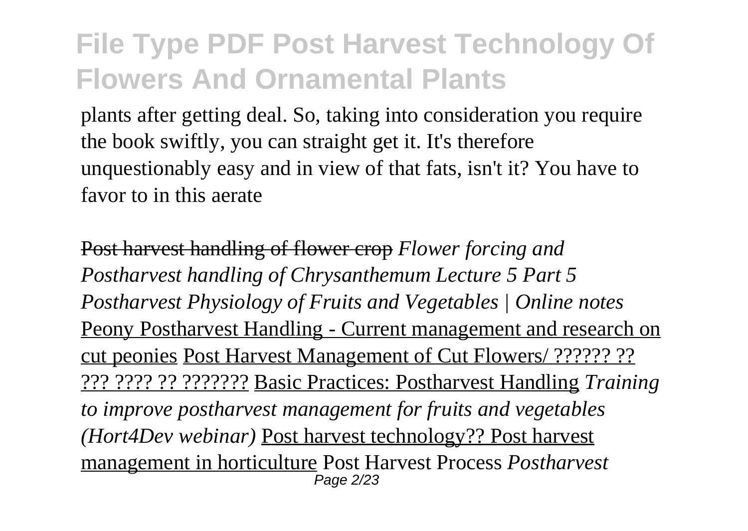plants after getting deal. So, taking into consideration you require the book swiftly, you can straight get it. It's therefore unquestionably easy and in view of that fats, isn't it? You have to favor to in this aerate

~~Post harvest handling of flower crop~~ *Flower forcing and Postharvest handling of Chrysanthemum Lecture 5 Part 5 Postharvest Physiology of Fruits and Vegetables | Online notes* Peony Postharvest Handling - Current management and research on cut peonies Post Harvest Management of Cut Flowers/ ?????? ?? ??? ???? ?? ??????? Basic Practices: Postharvest Handling *Training to improve postharvest management for fruits and vegetables (Hort4Dev webinar)* Post harvest technology?? Post harvest management in horticulture Post Harvest Process *Postharvest*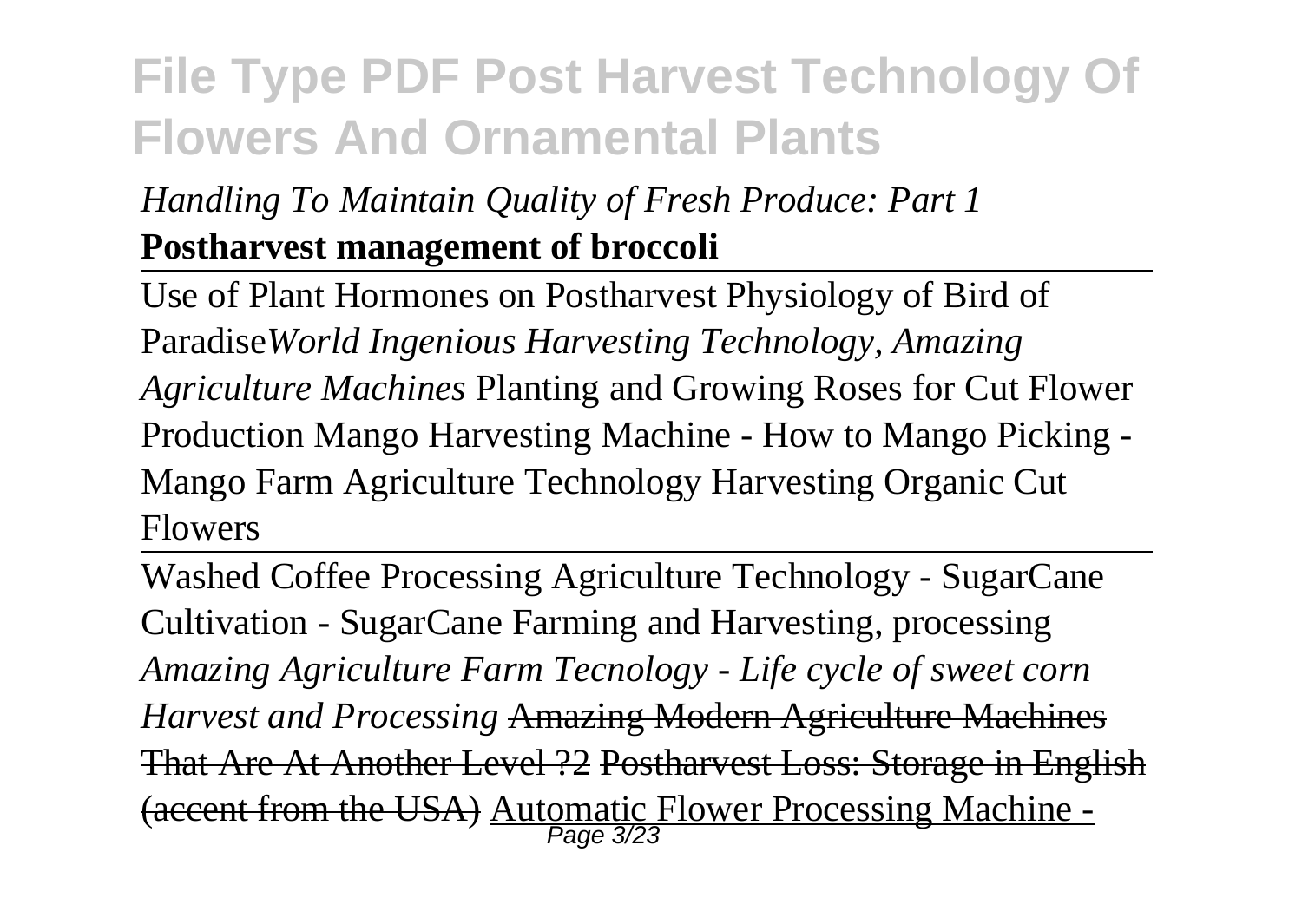*Handling To Maintain Quality of Fresh Produce: Part 1* **Postharvest management of broccoli**

---

Use of Plant Hormones on Postharvest Physiology of Bird of Paradise*World Ingenious Harvesting Technology, Amazing Agriculture Machines* Planting and Growing Roses for Cut Flower Production Mango Harvesting Machine - How to Mango Picking - Mango Farm Agriculture Technology Harvesting Organic Cut Flowers

---

Washed Coffee Processing Agriculture Technology - SugarCane Cultivation - SugarCane Farming and Harvesting, processing *Amazing Agriculture Farm Tecnology - Life cycle of sweet corn Harvest and Processing* ~~Amazing Modern Agriculture Machines That Are At Another Level ?2~~ ~~Postharvest Loss: Storage in English (accent from the USA)~~ Automatic Flower Processing Machine -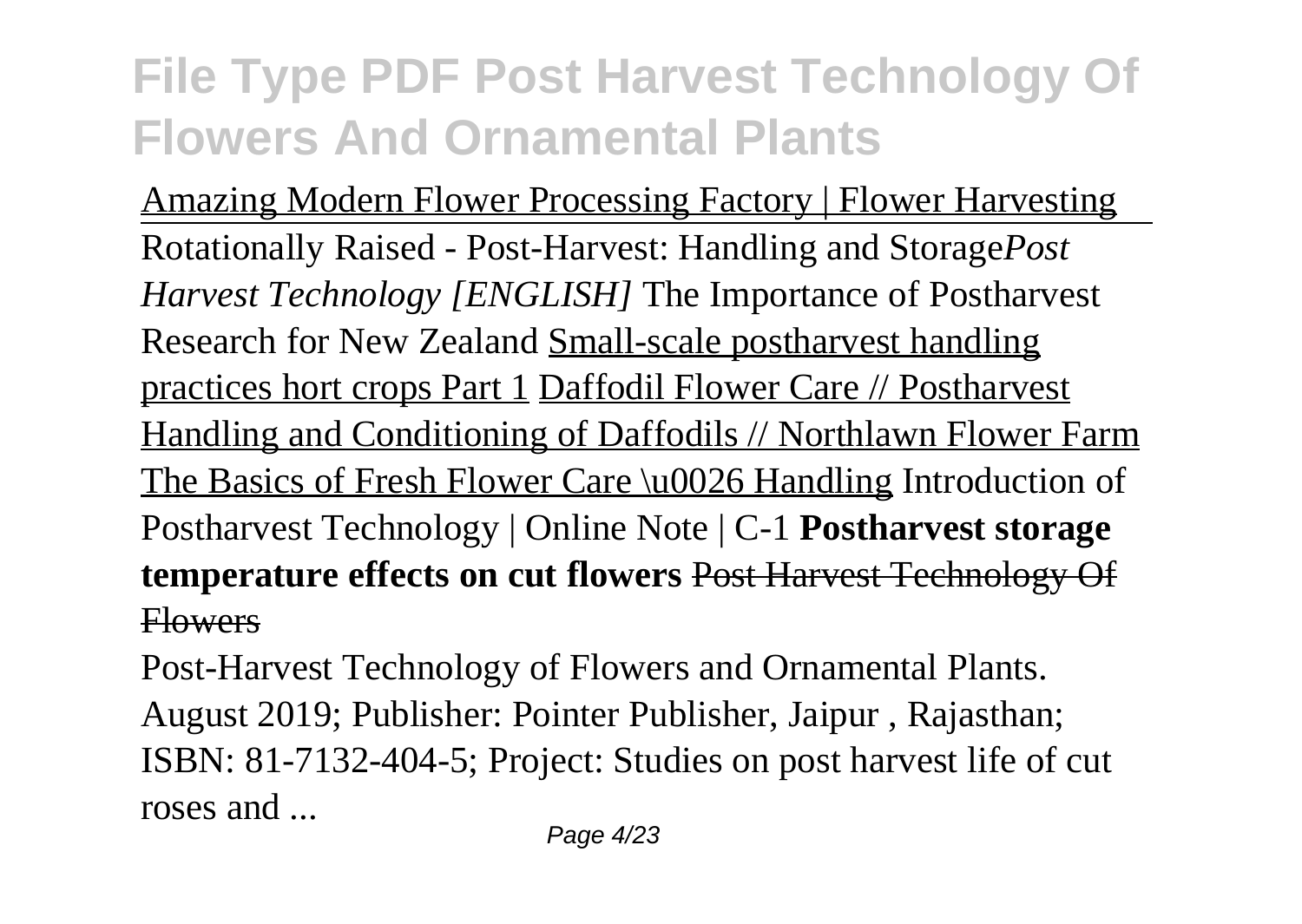# File Type PDF Post Harvest Technology Of Flowers And Ornamental Plants

Amazing Modern Flower Processing Factory | Flower Harvesting Rotationally Raised - Post-Harvest: Handling and Storage*Post Harvest Technology [ENGLISH]* The Importance of Postharvest Research for New Zealand Small-scale postharvest handling practices hort crops Part 1 Daffodil Flower Care // Postharvest Handling and Conditioning of Daffodils // Northlawn Flower Farm The Basics of Fresh Flower Care \u0026 Handling Introduction of Postharvest Technology | Online Note | C-1 **Postharvest storage temperature effects on cut flowers** Post Harvest Technology Of Flowers

Post-Harvest Technology of Flowers and Ornamental Plants. August 2019; Publisher: Pointer Publisher, Jaipur , Rajasthan; ISBN: 81-7132-404-5; Project: Studies on post harvest life of cut roses and ...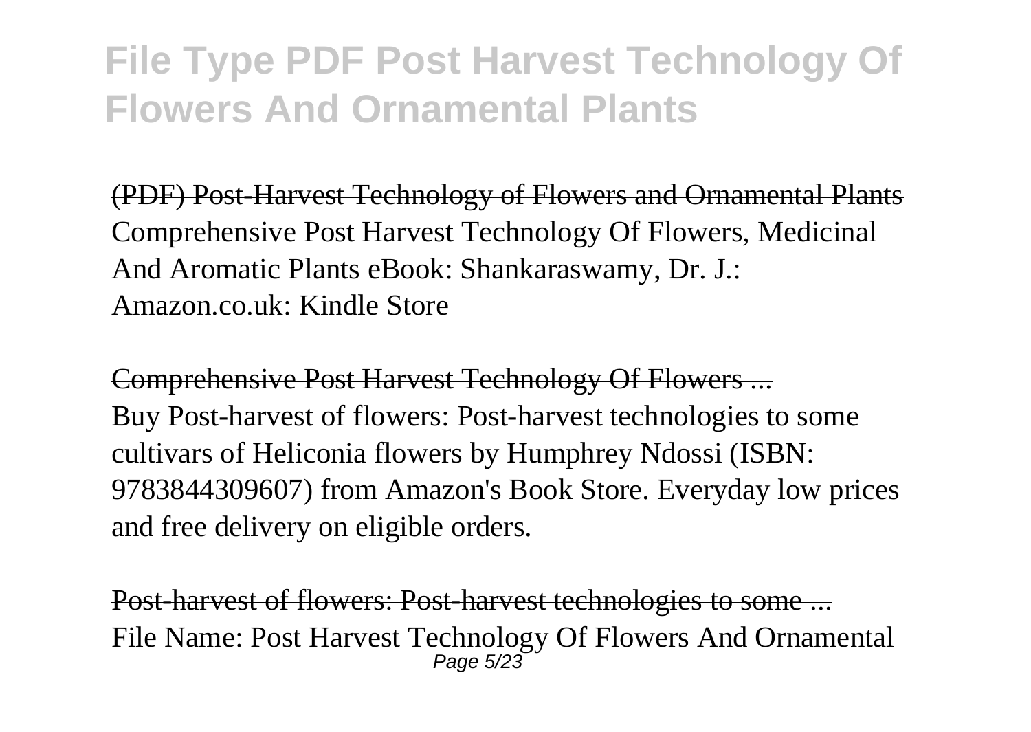# File Type PDF Post Harvest Technology Of Flowers And Ornamental Plants

(PDF) Post-Harvest Technology of Flowers and Ornamental Plants
Comprehensive Post Harvest Technology Of Flowers, Medicinal And Aromatic Plants eBook: Shankaraswamy, Dr. J.: Amazon.co.uk: Kindle Store

Comprehensive Post Harvest Technology Of Flowers ...
Buy Post-harvest of flowers: Post-harvest technologies to some cultivars of Heliconia flowers by Humphrey Ndossi (ISBN: 9783844309607) from Amazon's Book Store. Everyday low prices and free delivery on eligible orders.

Post-harvest of flowers: Post-harvest technologies to some ...
File Name: Post Harvest Technology Of Flowers And Ornamental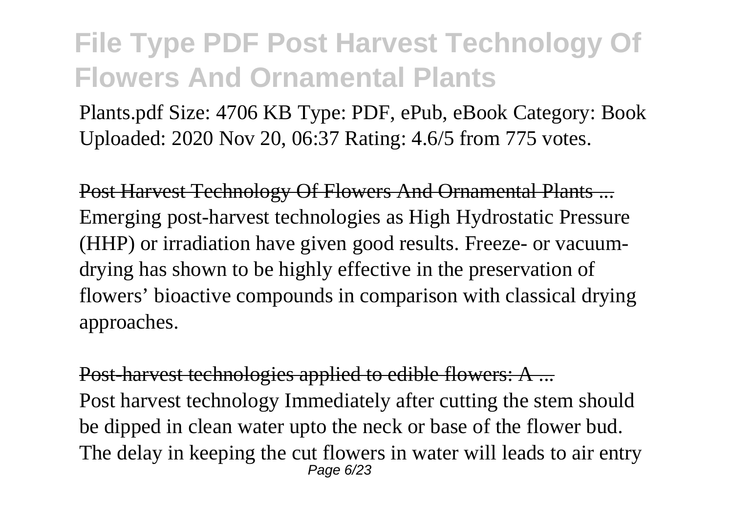Plants.pdf Size: 4706 KB Type: PDF, ePub, eBook Category: Book Uploaded: 2020 Nov 20, 06:37 Rating: 4.6/5 from 775 votes.

Post Harvest Technology Of Flowers And Ornamental Plants ...

Emerging post-harvest technologies as High Hydrostatic Pressure (HHP) or irradiation have given good results. Freeze- or vacuum-drying has shown to be highly effective in the preservation of flowers' bioactive compounds in comparison with classical drying approaches.

Post-harvest technologies applied to edible flowers: A ...

Post harvest technology Immediately after cutting the stem should be dipped in clean water upto the neck or base of the flower bud. The delay in keeping the cut flowers in water will leads to air entry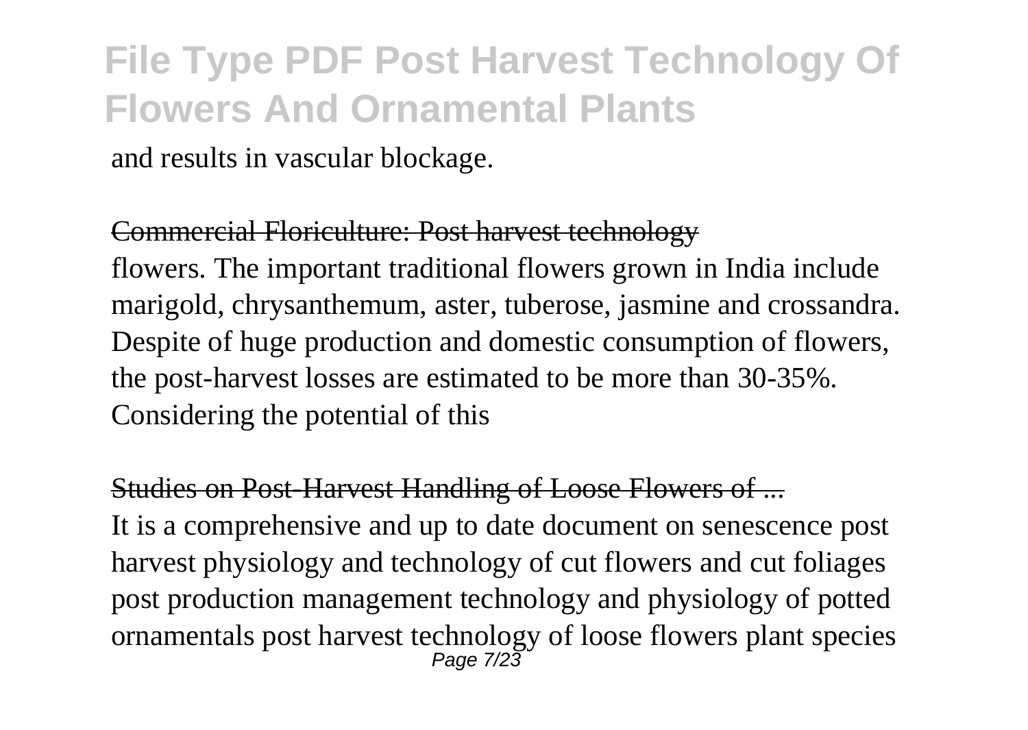and results in vascular blockage.

## Commercial Floriculture: Post harvest technology

flowers. The important traditional flowers grown in India include marigold, chrysanthemum, aster, tuberose, jasmine and crossandra. Despite of huge production and domestic consumption of flowers, the post-harvest losses are estimated to be more than 30-35%. Considering the potential of this

## Studies on Post-Harvest Handling of Loose Flowers of ...

It is a comprehensive and up to date document on senescence post harvest physiology and technology of cut flowers and cut foliages post production management technology and physiology of potted ornamentals post harvest technology of loose flowers plant species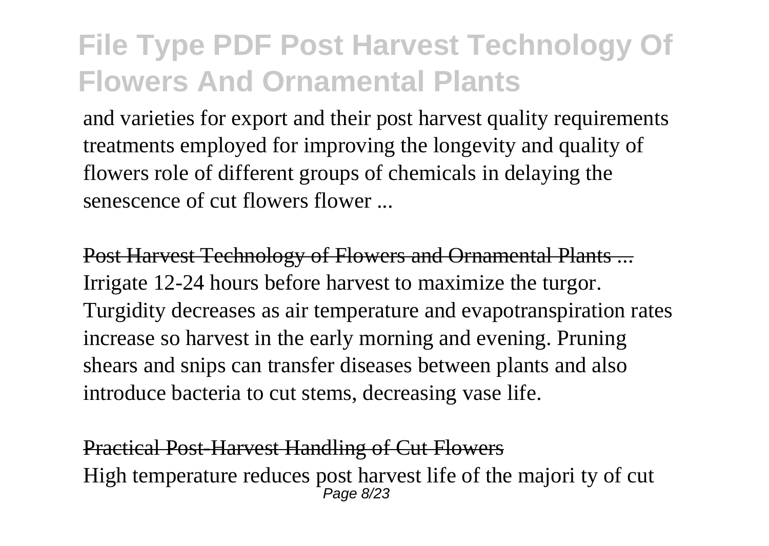and varieties for export and their post harvest quality requirements treatments employed for improving the longevity and quality of flowers role of different groups of chemicals in delaying the senescence of cut flowers flower ...

Post Harvest Technology of Flowers and Ornamental Plants ...
Irrigate 12-24 hours before harvest to maximize the turgor. Turgidity decreases as air temperature and evapotranspiration rates increase so harvest in the early morning and evening. Pruning shears and snips can transfer diseases between plants and also introduce bacteria to cut stems, decreasing vase life.

Practical Post-Harvest Handling of Cut Flowers
High temperature reduces post harvest life of the majori ty of cut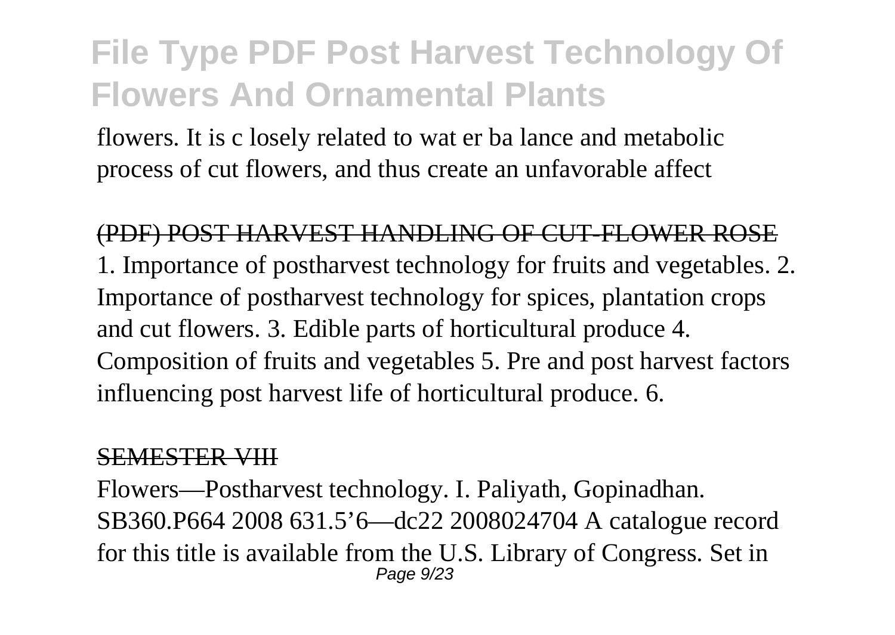flowers. It is c losely related to wat er ba lance and metabolic process of cut flowers, and thus create an unfavorable affect

(PDF) POST HARVEST HANDLING OF CUT-FLOWER ROSE

1. Importance of postharvest technology for fruits and vegetables. 2. Importance of postharvest technology for spices, plantation crops and cut flowers. 3. Edible parts of horticultural produce 4. Composition of fruits and vegetables 5. Pre and post harvest factors influencing post harvest life of horticultural produce. 6.

SEMESTER VIII

Flowers—Postharvest technology. I. Paliyath, Gopinadhan. SB360.P664 2008 631.5'6—dc22 2008024704 A catalogue record for this title is available from the U.S. Library of Congress. Set in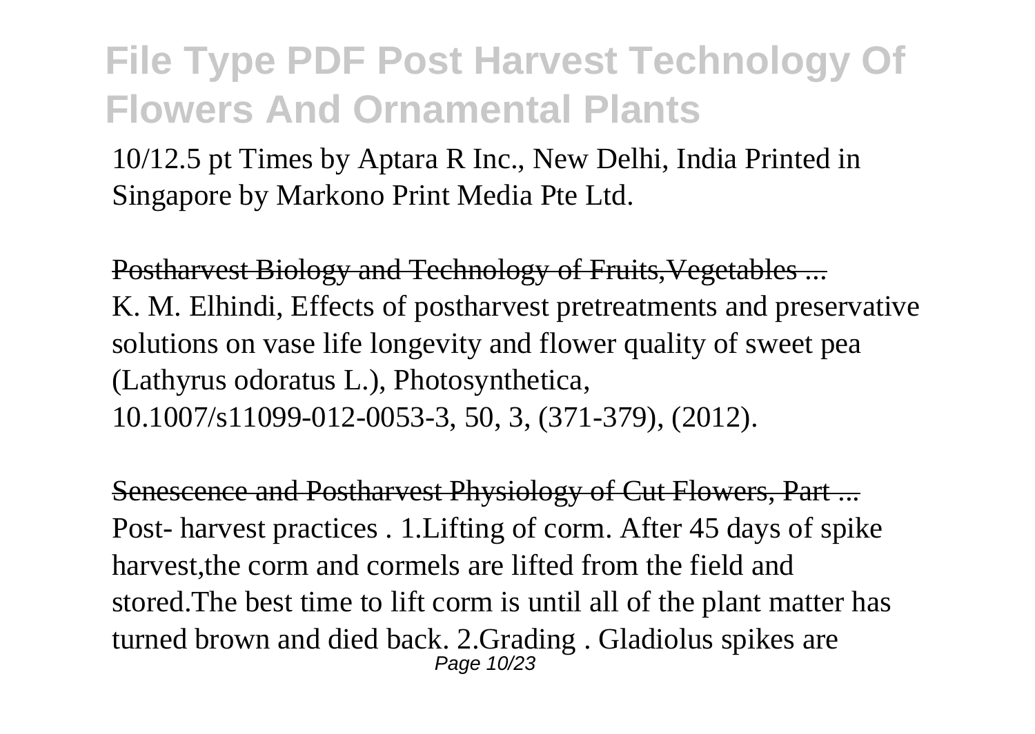10/12.5 pt Times by Aptara R Inc., New Delhi, India Printed in Singapore by Markono Print Media Pte Ltd.

~~Postharvest Biology and Technology of Fruits,Vegetables ...~~

K. M. Elhindi, Effects of postharvest pretreatments and preservative solutions on vase life longevity and flower quality of sweet pea (Lathyrus odoratus L.), Photosynthetica, 10.1007/s11099-012-0053-3, 50, 3, (371-379), (2012).

~~Senescence and Postharvest Physiology of Cut Flowers, Part ...~~

Post- harvest practices . 1.Lifting of corm. After 45 days of spike harvest,the corm and cormels are lifted from the field and stored.The best time to lift corm is until all of the plant matter has turned brown and died back. 2.Grading . Gladiolus spikes are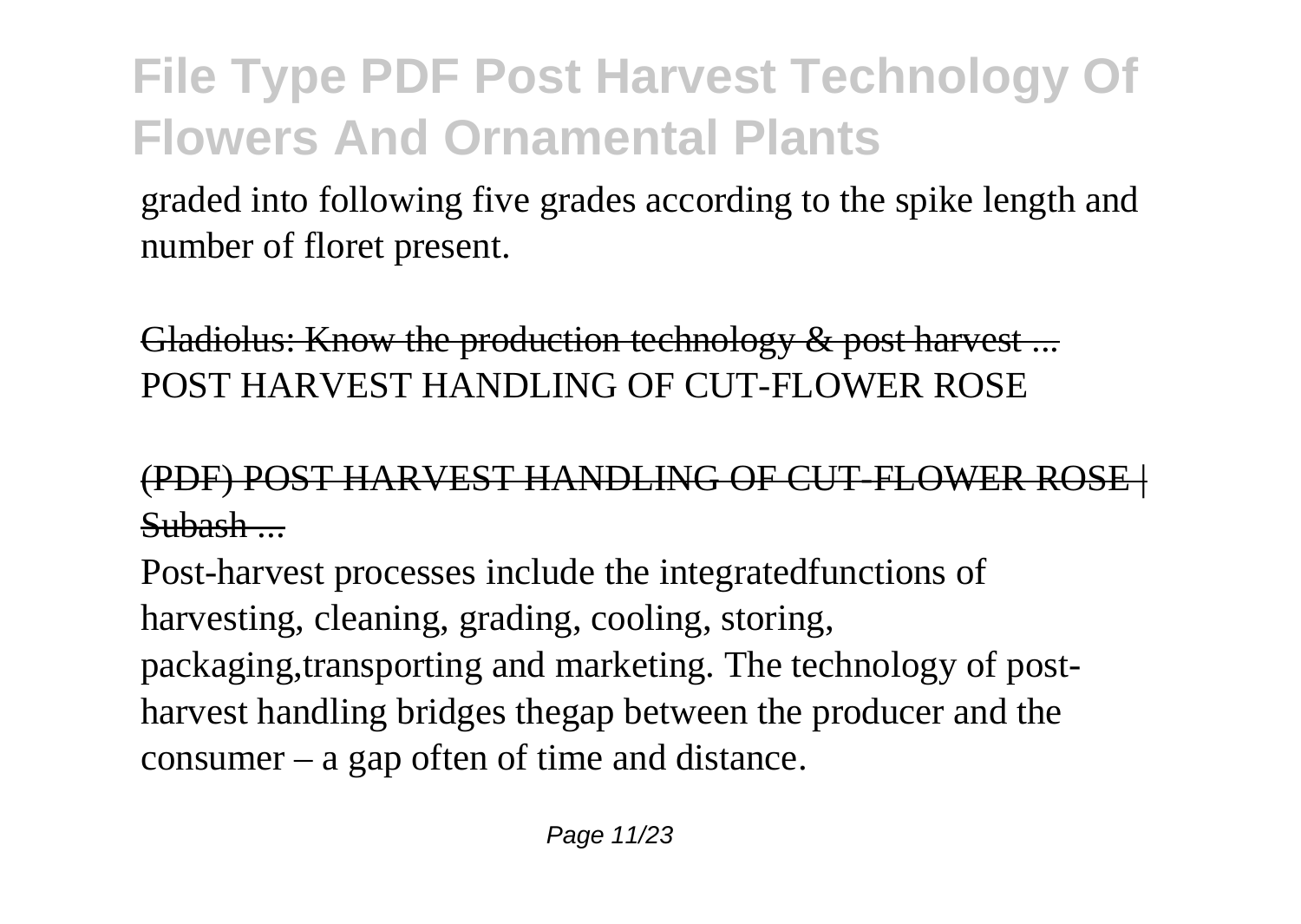graded into following five grades according to the spike length and number of floret present.

Gladiolus: Know the production technology & post harvest ...
POST HARVEST HANDLING OF CUT-FLOWER ROSE

(PDF) POST HARVEST HANDLING OF CUT-FLOWER ROSE | Subash ...

Post-harvest processes include the integratedfunctions of harvesting, cleaning, grading, cooling, storing, packaging,transporting and marketing. The technology of post-harvest handling bridges thegap between the producer and the consumer – a gap often of time and distance.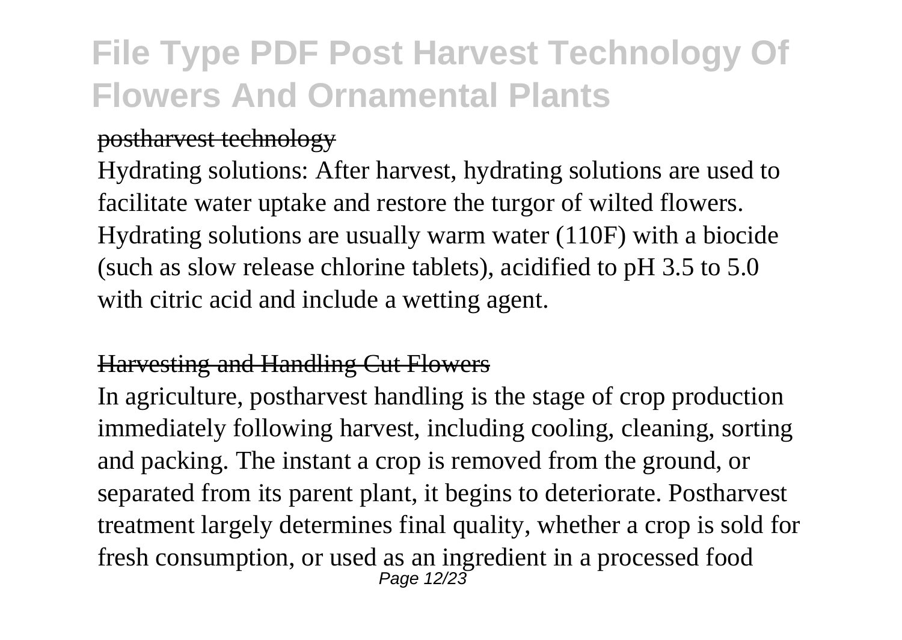postharvest technology

Hydrating solutions: After harvest, hydrating solutions are used to facilitate water uptake and restore the turgor of wilted flowers. Hydrating solutions are usually warm water (110F) with a biocide (such as slow release chlorine tablets), acidified to pH 3.5 to 5.0 with citric acid and include a wetting agent.

Harvesting and Handling Cut Flowers

In agriculture, postharvest handling is the stage of crop production immediately following harvest, including cooling, cleaning, sorting and packing. The instant a crop is removed from the ground, or separated from its parent plant, it begins to deteriorate. Postharvest treatment largely determines final quality, whether a crop is sold for fresh consumption, or used as an ingredient in a processed food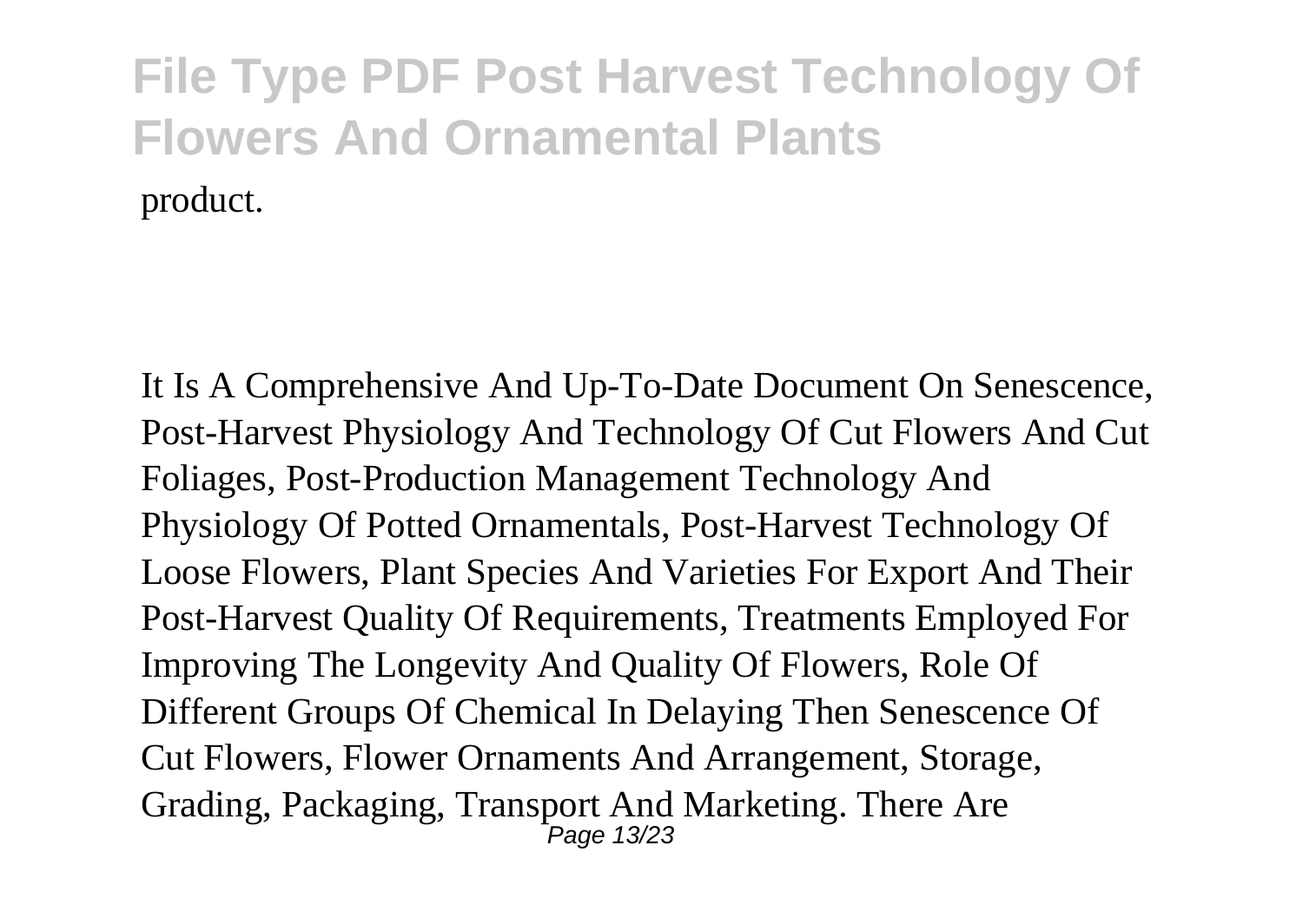product.

It Is A Comprehensive And Up-To-Date Document On Senescence, Post-Harvest Physiology And Technology Of Cut Flowers And Cut Foliages, Post-Production Management Technology And Physiology Of Potted Ornamentals, Post-Harvest Technology Of Loose Flowers, Plant Species And Varieties For Export And Their Post-Harvest Quality Of Requirements, Treatments Employed For Improving The Longevity And Quality Of Flowers, Role Of Different Groups Of Chemical In Delaying Then Senescence Of Cut Flowers, Flower Ornaments And Arrangement, Storage, Grading, Packaging, Transport And Marketing. There Are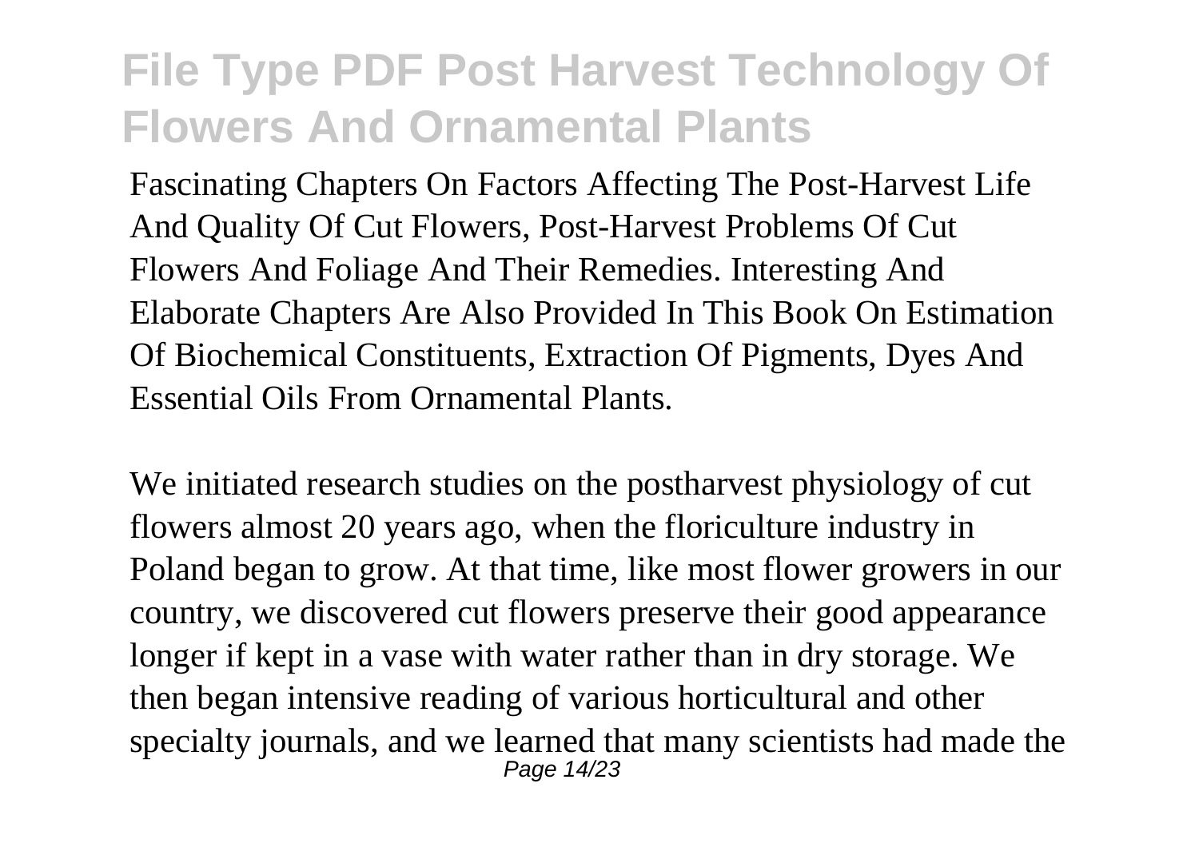Fascinating Chapters On Factors Affecting The Post-Harvest Life And Quality Of Cut Flowers, Post-Harvest Problems Of Cut Flowers And Foliage And Their Remedies. Interesting And Elaborate Chapters Are Also Provided In This Book On Estimation Of Biochemical Constituents, Extraction Of Pigments, Dyes And Essential Oils From Ornamental Plants.

We initiated research studies on the postharvest physiology of cut flowers almost 20 years ago, when the floriculture industry in Poland began to grow. At that time, like most flower growers in our country, we discovered cut flowers preserve their good appearance longer if kept in a vase with water rather than in dry storage. We then began intensive reading of various horticultural and other specialty journals, and we learned that many scientists had made the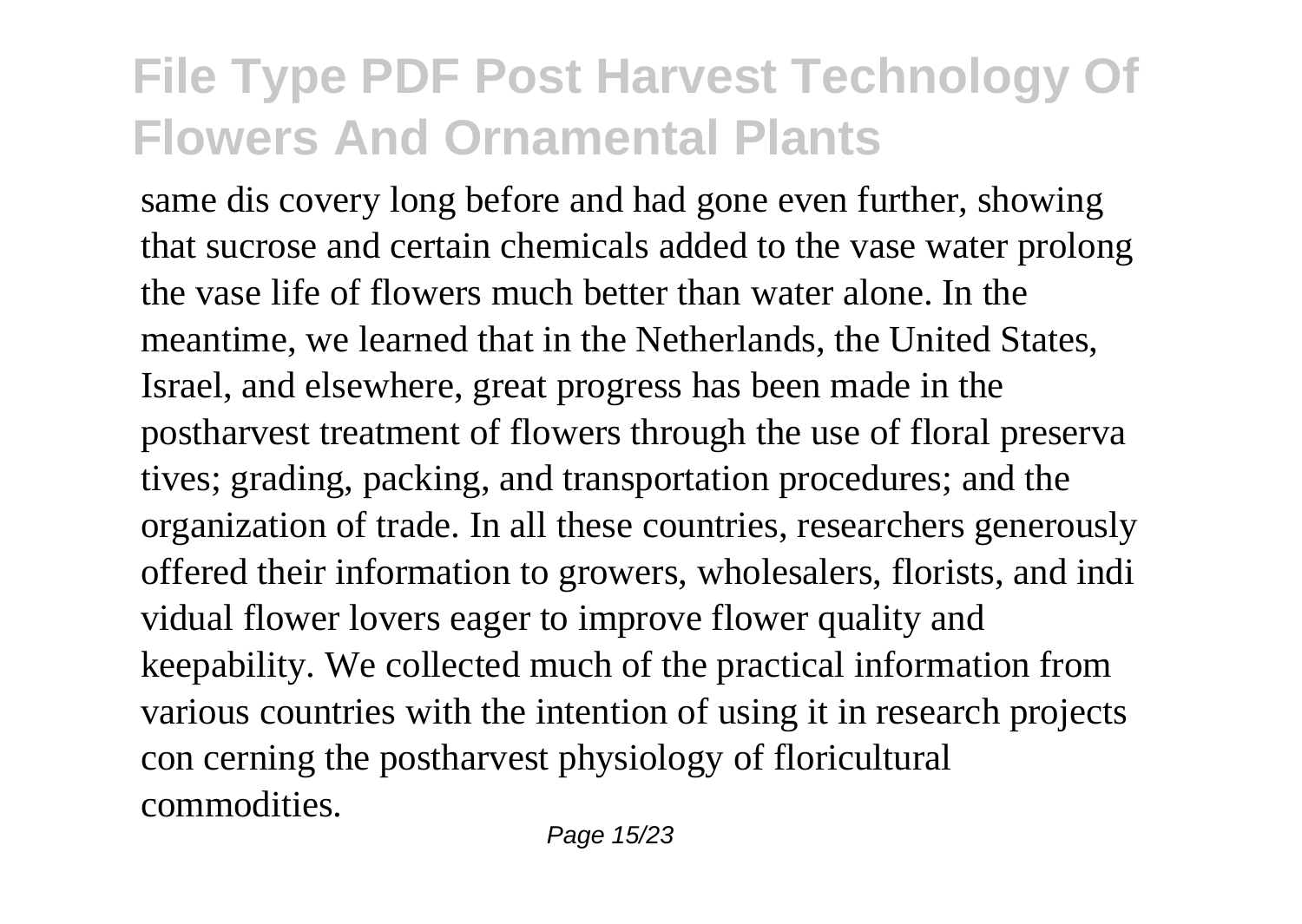same dis covery long before and had gone even further, showing that sucrose and certain chemicals added to the vase water prolong the vase life of flowers much better than water alone. In the meantime, we learned that in the Netherlands, the United States, Israel, and elsewhere, great progress has been made in the postharvest treatment of flowers through the use of floral preserva tives; grading, packing, and transportation procedures; and the organization of trade. In all these countries, researchers generously offered their information to growers, wholesalers, florists, and indi vidual flower lovers eager to improve flower quality and keepability. We collected much of the practical information from various countries with the intention of using it in research projects con cerning the postharvest physiology of floricultural commodities.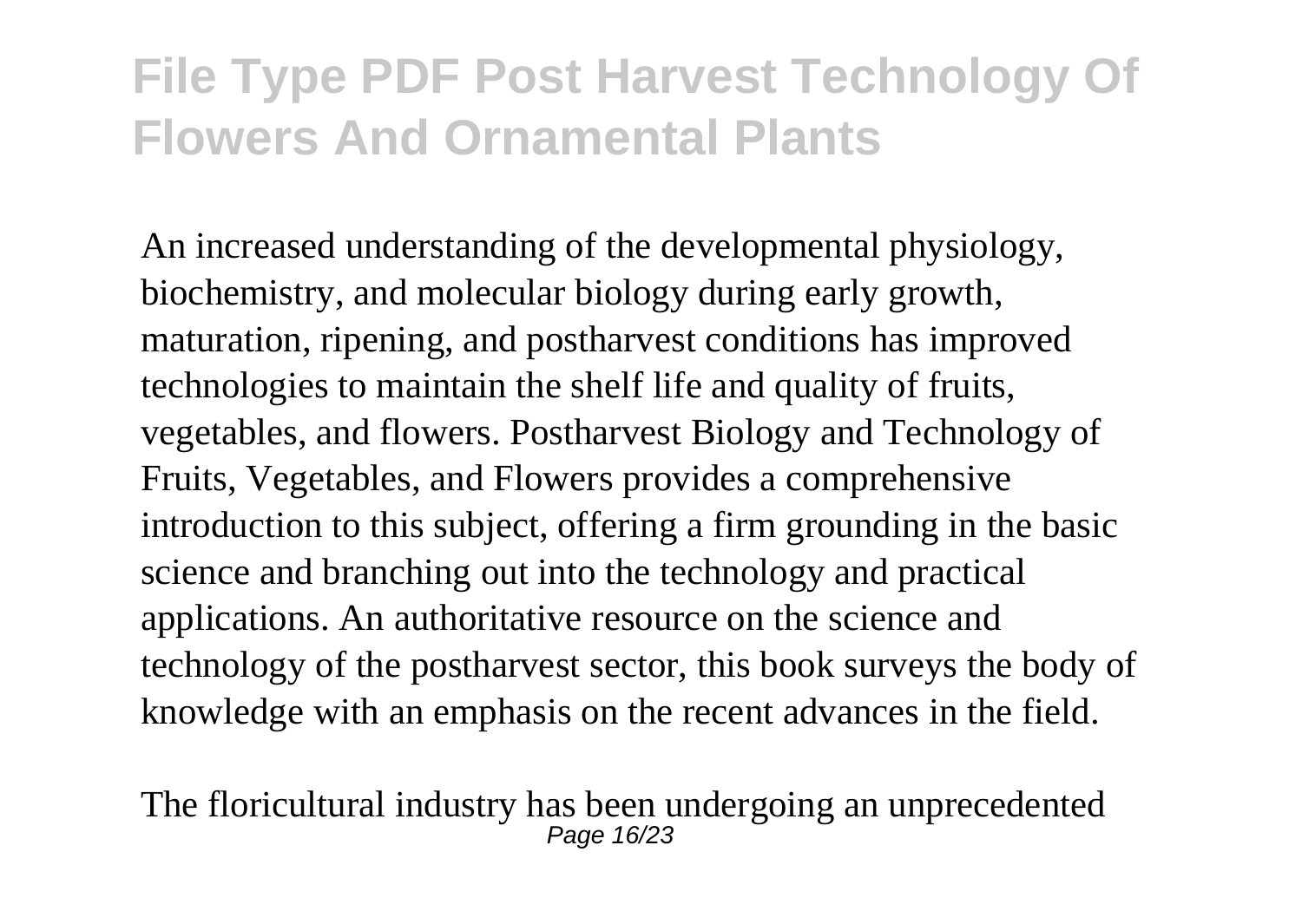An increased understanding of the developmental physiology, biochemistry, and molecular biology during early growth, maturation, ripening, and postharvest conditions has improved technologies to maintain the shelf life and quality of fruits, vegetables, and flowers. Postharvest Biology and Technology of Fruits, Vegetables, and Flowers provides a comprehensive introduction to this subject, offering a firm grounding in the basic science and branching out into the technology and practical applications. An authoritative resource on the science and technology of the postharvest sector, this book surveys the body of knowledge with an emphasis on the recent advances in the field.

The floricultural industry has been undergoing an unprecedented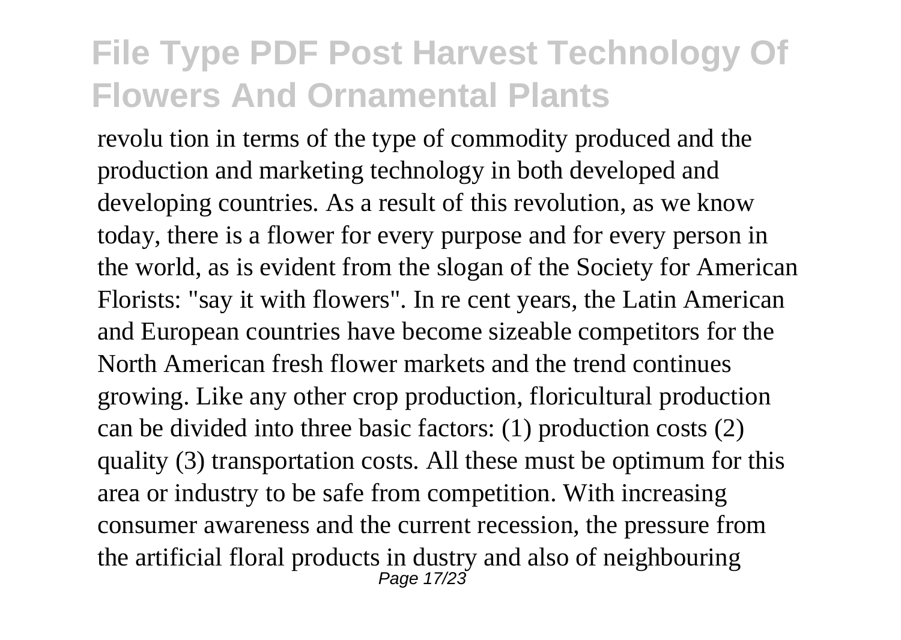revolu tion in terms of the type of commodity produced and the production and marketing technology in both developed and developing countries. As a result of this revolution, as we know today, there is a flower for every purpose and for every person in the world, as is evident from the slogan of the Society for American Florists: "say it with flowers". In re cent years, the Latin American and European countries have become sizeable competitors for the North American fresh flower markets and the trend continues growing. Like any other crop production, floricultural production can be divided into three basic factors: (1) production costs (2) quality (3) transportation costs. All these must be optimum for this area or industry to be safe from competition. With increasing consumer awareness and the current recession, the pressure from the artificial floral products in dustry and also of neighbouring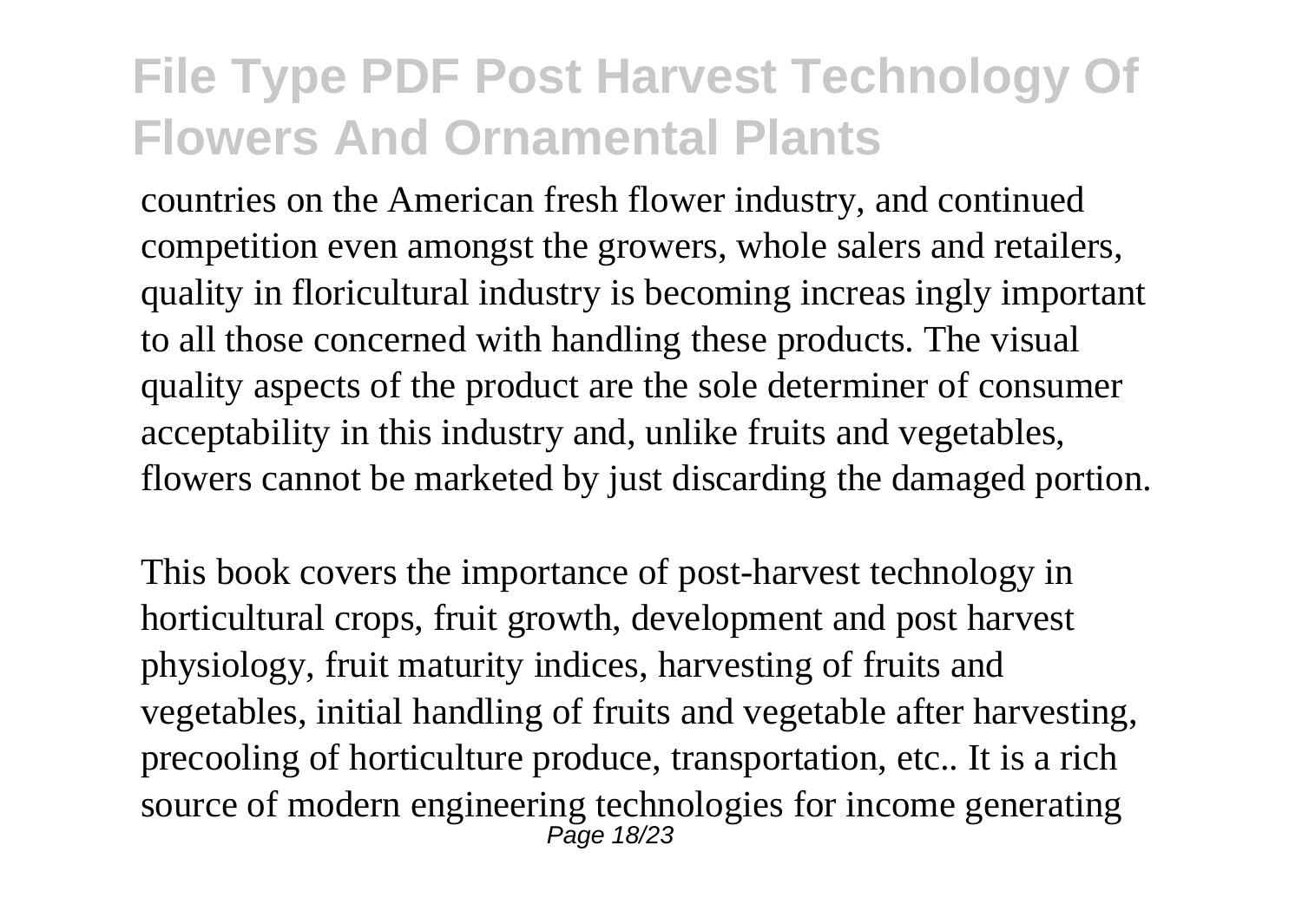countries on the American fresh flower industry, and continued competition even amongst the growers, whole salers and retailers, quality in floricultural industry is becoming increas ingly important to all those concerned with handling these products. The visual quality aspects of the product are the sole determiner of consumer acceptability in this industry and, unlike fruits and vegetables, flowers cannot be marketed by just discarding the damaged portion.

This book covers the importance of post-harvest technology in horticultural crops, fruit growth, development and post harvest physiology, fruit maturity indices, harvesting of fruits and vegetables, initial handling of fruits and vegetable after harvesting, precooling of horticulture produce, transportation, etc.. It is a rich source of modern engineering technologies for income generating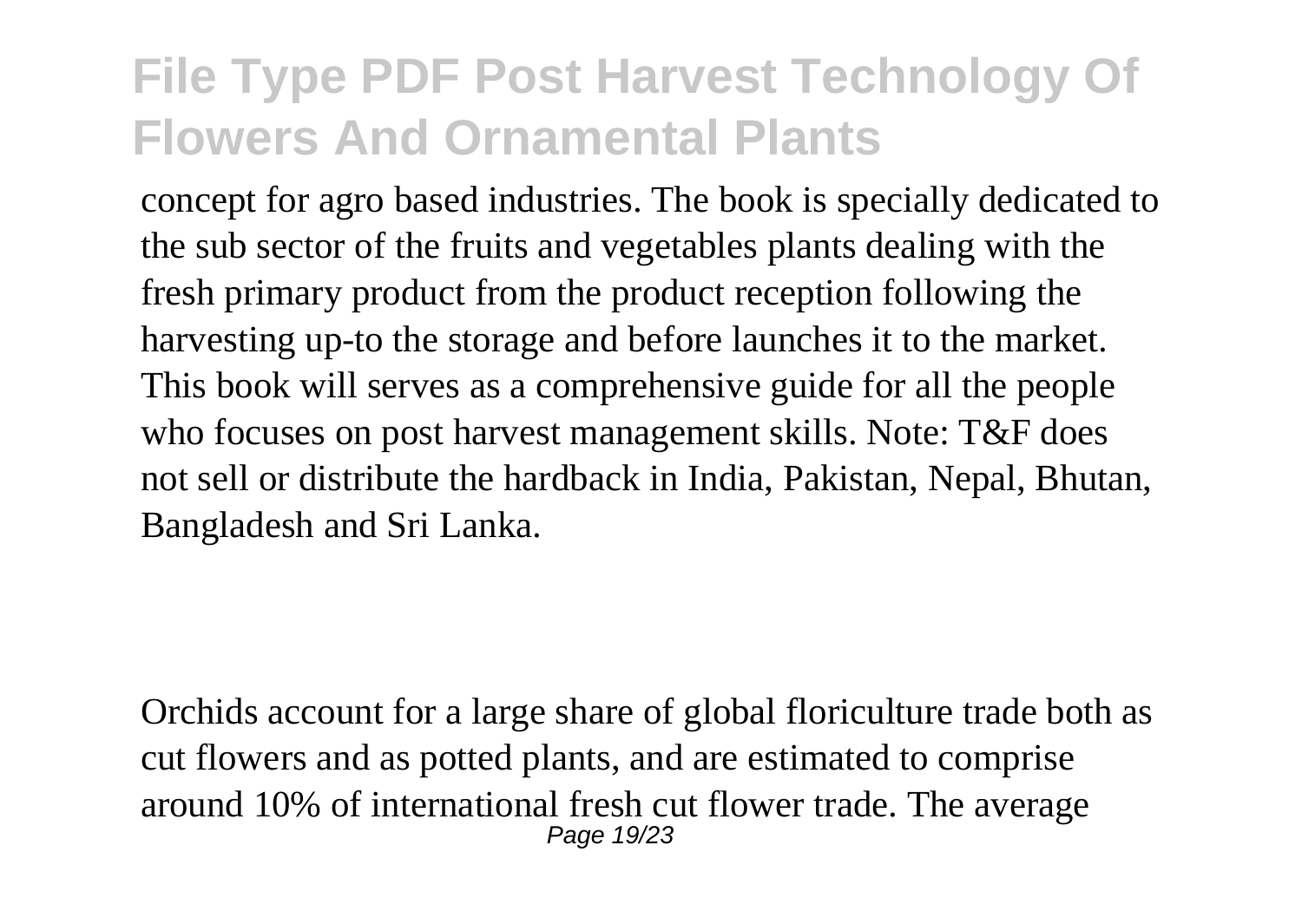concept for agro based industries. The book is specially dedicated to the sub sector of the fruits and vegetables plants dealing with the fresh primary product from the product reception following the harvesting up-to the storage and before launches it to the market. This book will serves as a comprehensive guide for all the people who focuses on post harvest management skills. Note: T&F does not sell or distribute the hardback in India, Pakistan, Nepal, Bhutan, Bangladesh and Sri Lanka.

Orchids account for a large share of global floriculture trade both as cut flowers and as potted plants, and are estimated to comprise around 10% of international fresh cut flower trade. The average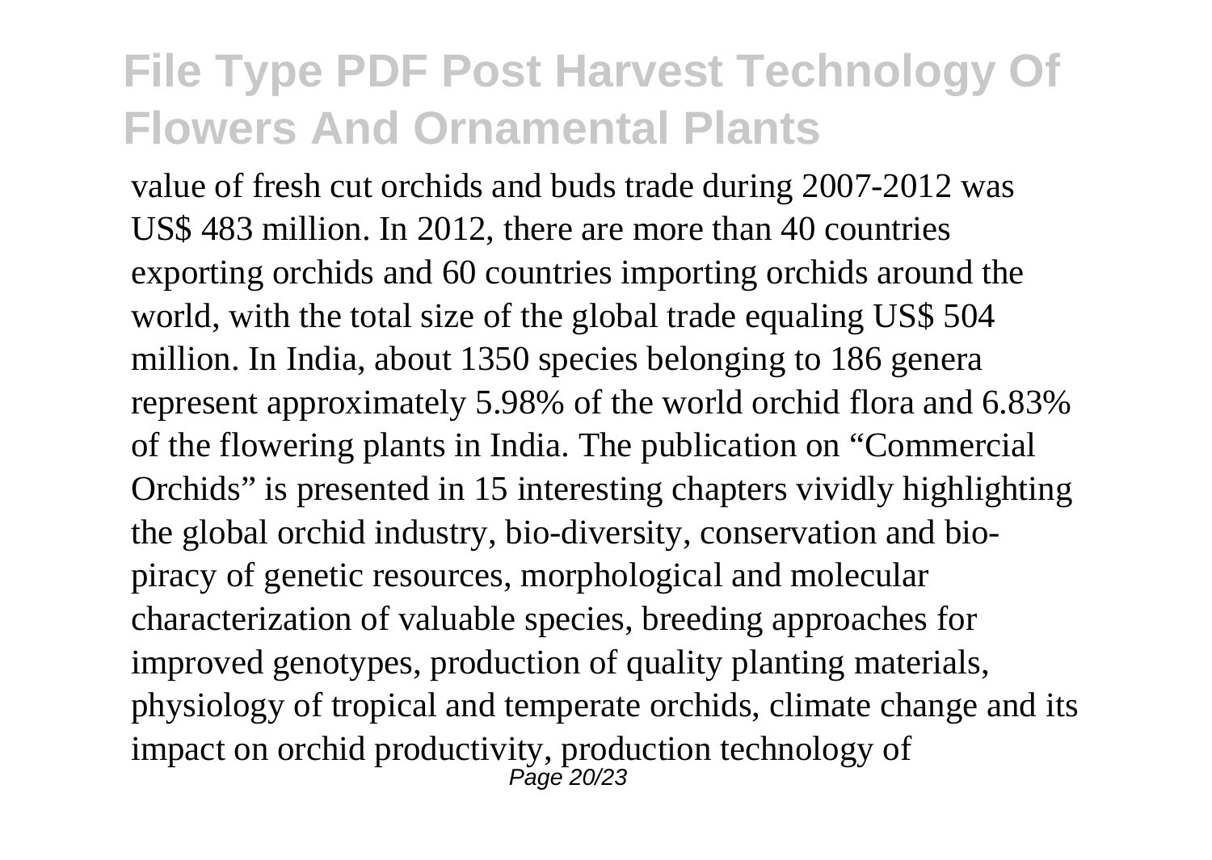value of fresh cut orchids and buds trade during 2007-2012 was US$ 483 million. In 2012, there are more than 40 countries exporting orchids and 60 countries importing orchids around the world, with the total size of the global trade equaling US$ 504 million. In India, about 1350 species belonging to 186 genera represent approximately 5.98% of the world orchid flora and 6.83% of the flowering plants in India. The publication on "Commercial Orchids" is presented in 15 interesting chapters vividly highlighting the global orchid industry, bio-diversity, conservation and bio-piracy of genetic resources, morphological and molecular characterization of valuable species, breeding approaches for improved genotypes, production of quality planting materials, physiology of tropical and temperate orchids, climate change and its impact on orchid productivity, production technology of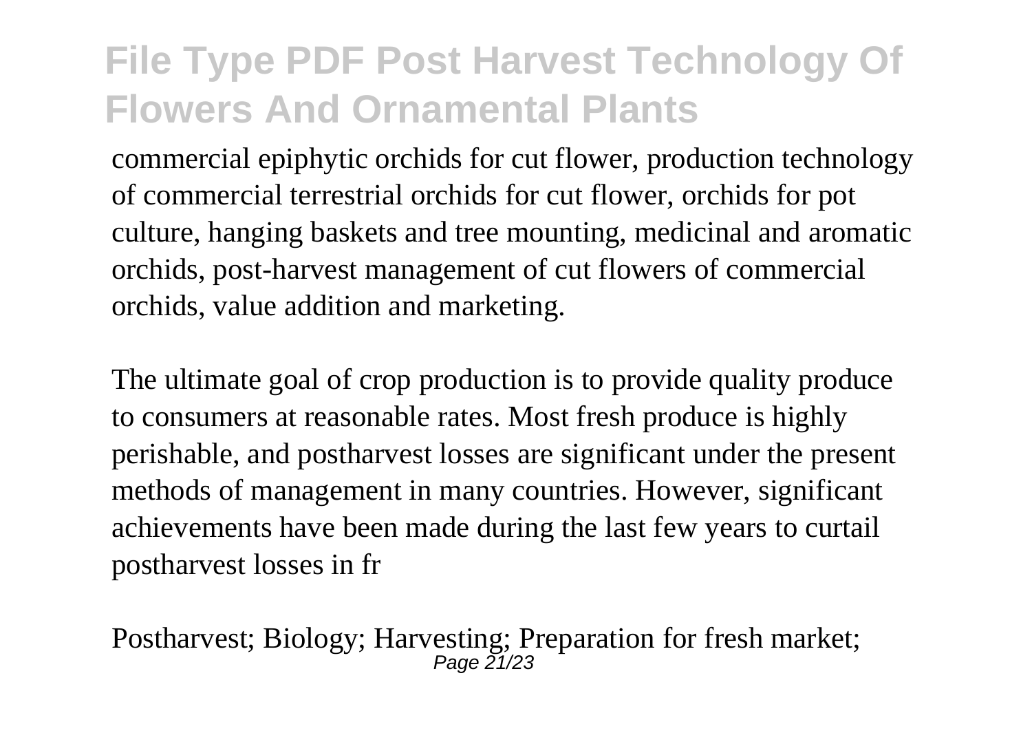commercial epiphytic orchids for cut flower, production technology of commercial terrestrial orchids for cut flower, orchids for pot culture, hanging baskets and tree mounting, medicinal and aromatic orchids, post-harvest management of cut flowers of commercial orchids, value addition and marketing.

The ultimate goal of crop production is to provide quality produce to consumers at reasonable rates. Most fresh produce is highly perishable, and postharvest losses are significant under the present methods of management in many countries. However, significant achievements have been made during the last few years to curtail postharvest losses in fr

Postharvest; Biology; Harvesting; Preparation for fresh market;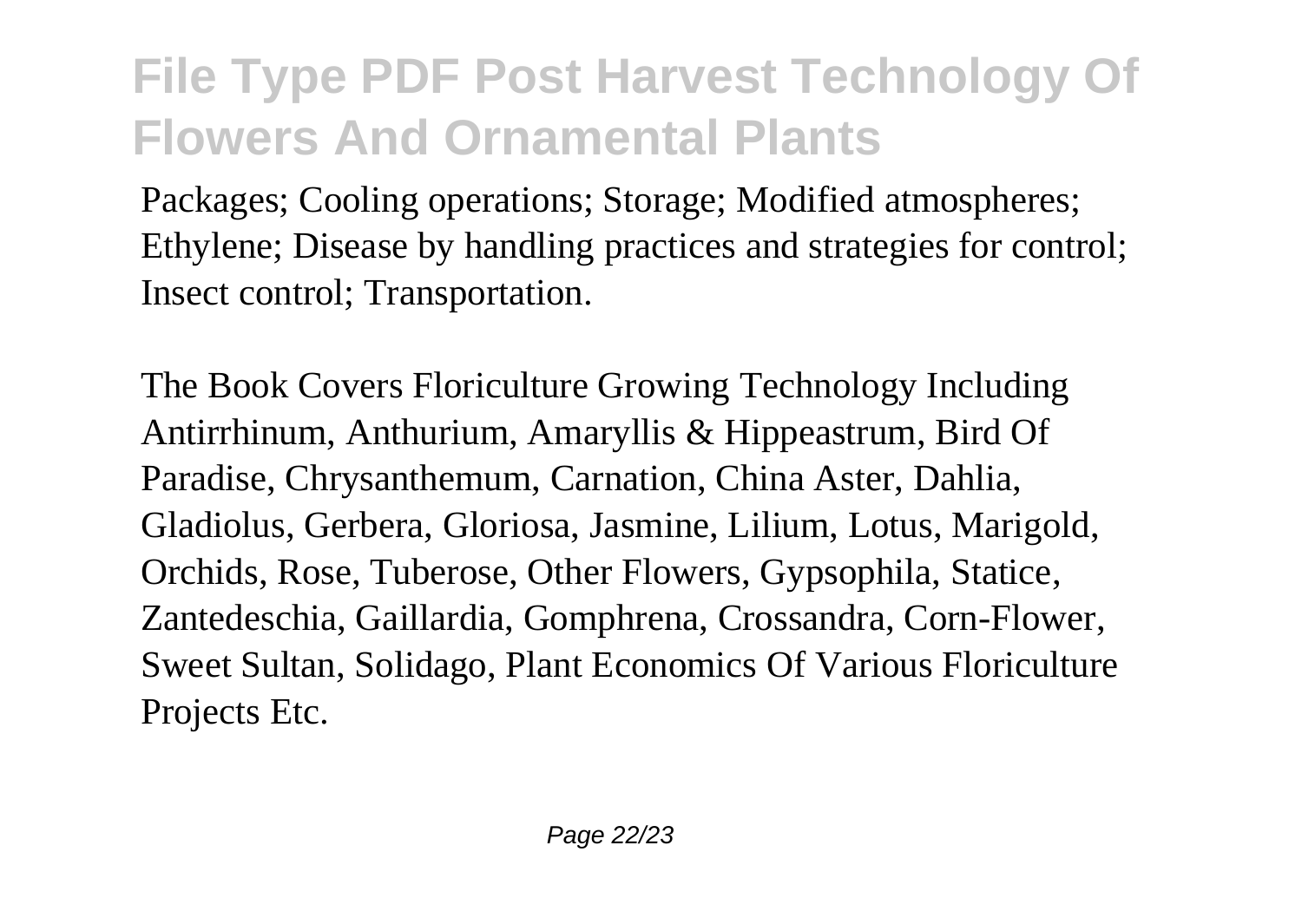Packages; Cooling operations; Storage; Modified atmospheres; Ethylene; Disease by handling practices and strategies for control; Insect control; Transportation.

The Book Covers Floriculture Growing Technology Including Antirrhinum, Anthurium, Amaryllis & Hippeastrum, Bird Of Paradise, Chrysanthemum, Carnation, China Aster, Dahlia, Gladiolus, Gerbera, Gloriosa, Jasmine, Lilium, Lotus, Marigold, Orchids, Rose, Tuberose, Other Flowers, Gypsophila, Statice, Zantedeschia, Gaillardia, Gomphrena, Crossandra, Corn-Flower, Sweet Sultan, Solidago, Plant Economics Of Various Floriculture Projects Etc.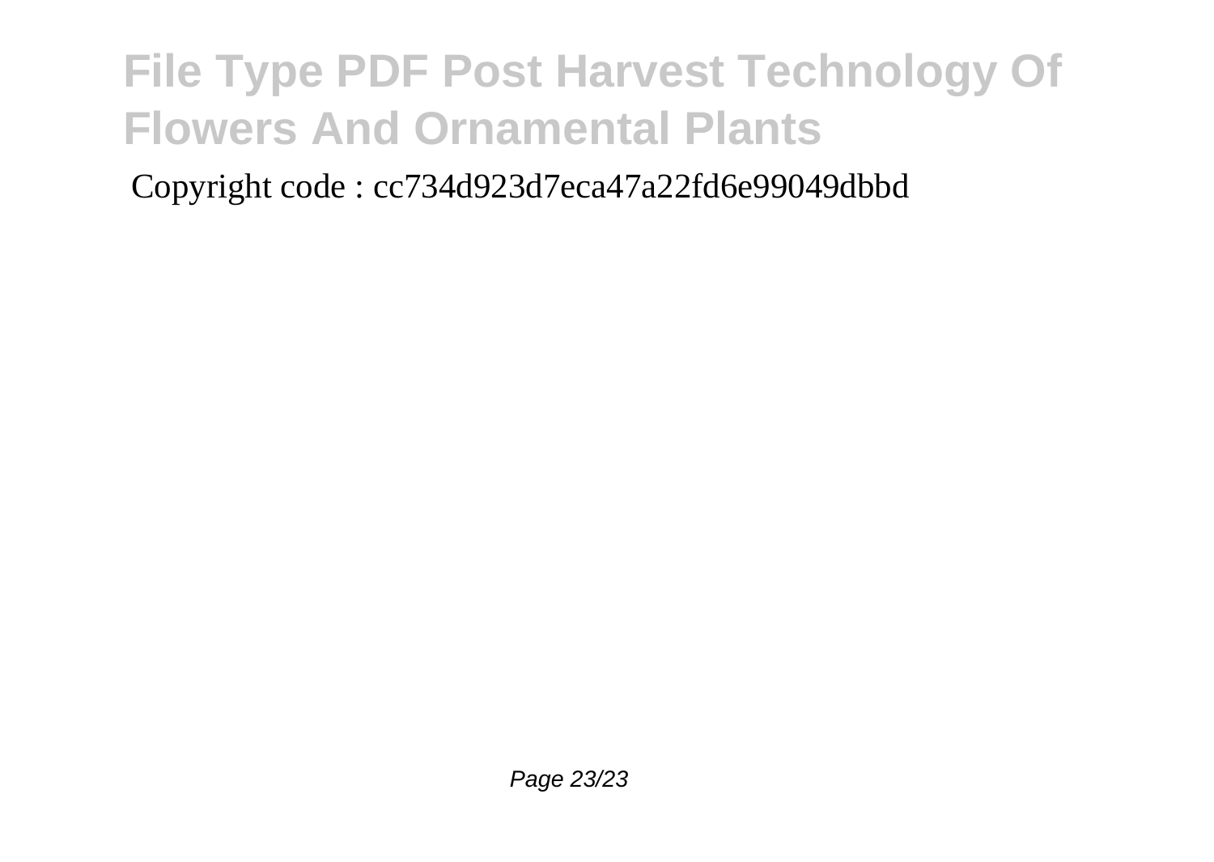Copyright code : cc734d923d7eca47a22fd6e99049dbbd